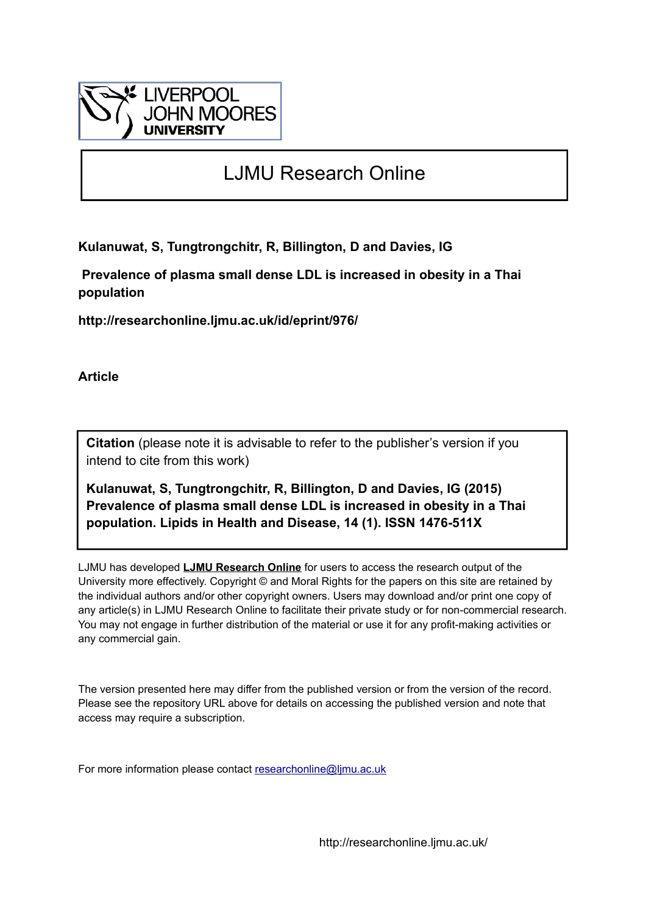LIVERPOOL JOHN MOORES UNIVERSITY

# LJMU Research Online

**Kulanuwat, S, Tungtrongchitr, R, Billington, D and Davies, IG**

**Prevalence of plasma small dense LDL is increased in obesity in a Thai population**

**http://researchonline.ljmu.ac.uk/id/eprint/976/**

**Article**

**Citation** (please note it is advisable to refer to the publisher's version if you intend to cite from this work)

**Kulanuwat, S, Tungtrongchitr, R, Billington, D and Davies, IG (2015) Prevalence of plasma small dense LDL is increased in obesity in a Thai population. Lipids in Health and Disease, 14 (1). ISSN 1476-511X**

LJMU has developed **LJMU Research Online** for users to access the research output of the University more effectively. Copyright © and Moral Rights for the papers on this site are retained by the individual authors and/or other copyright owners. Users may download and/or print one copy of any article(s) in LJMU Research Online to facilitate their private study or for non-commercial research. You may not engage in further distribution of the material or use it for any profit-making activities or any commercial gain.

The version presented here may differ from the published version or from the version of the record. Please see the repository URL above for details on accessing the published version and note that access may require a subscription.

For more information please contact researchonline@ljmu.ac.uk

http://researchonline.ljmu.ac.uk/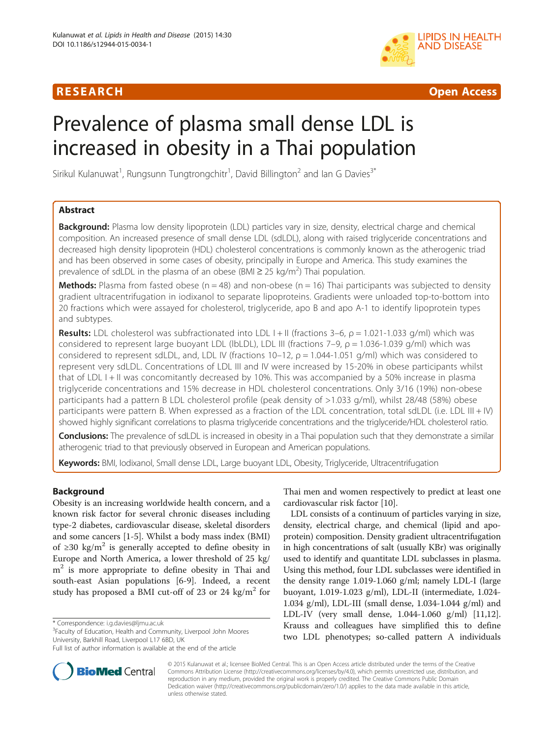# Prevalence of plasma small dense LDL is increased in obesity in a Thai population

Sirikul Kulanuwat[1], Rungsunn Tungtrongchitr[1], David Billington[2] and Ian G Davies[3*]

## Abstract

**Background:** Plasma low density lipoprotein (LDL) particles vary in size, density, electrical charge and chemical composition. An increased presence of small dense LDL (sdLDL), along with raised triglyceride concentrations and decreased high density lipoprotein (HDL) cholesterol concentrations is commonly known as the atherogenic triad and has been observed in some cases of obesity, principally in Europe and America. This study examines the prevalence of sdLDL in the plasma of an obese (BMI ≥ 25 kg/m$^2$) Thai population.

**Methods:** Plasma from fasted obese (n = 48) and non-obese (n = 16) Thai participants was subjected to density gradient ultracentrifugation in iodixanol to separate lipoproteins. Gradients were unloaded top-to-bottom into 20 fractions which were assayed for cholesterol, triglyceride, apo B and apo A-1 to identify lipoprotein types and subtypes.

**Results:** LDL cholesterol was subfractionated into LDL I + II (fractions 3–6, ρ = 1.021-1.033 g/ml) which was considered to represent large buoyant LDL (lbLDL), LDL III (fractions 7–9, ρ = 1.036-1.039 g/ml) which was considered to represent sdLDL, and, LDL IV (fractions 10–12, ρ = 1.044-1.051 g/ml) which was considered to represent very sdLDL. Concentrations of LDL III and IV were increased by 15-20% in obese participants whilst that of LDL I + II was concomitantly decreased by 10%. This was accompanied by a 50% increase in plasma triglyceride concentrations and 15% decrease in HDL cholesterol concentrations. Only 3/16 (19%) non-obese participants had a pattern B LDL cholesterol profile (peak density of >1.033 g/ml), whilst 28/48 (58%) obese participants were pattern B. When expressed as a fraction of the LDL concentration, total sdLDL (i.e. LDL III + IV) showed highly significant correlations to plasma triglyceride concentrations and the triglyceride/HDL cholesterol ratio.

**Conclusions:** The prevalence of sdLDL is increased in obesity in a Thai population such that they demonstrate a similar atherogenic triad to that previously observed in European and American populations.

**Keywords:** BMI, Iodixanol, Small dense LDL, Large buoyant LDL, Obesity, Triglyceride, Ultracentrifugation

## Background

Obesity is an increasing worldwide health concern, and a known risk factor for several chronic diseases including type-2 diabetes, cardiovascular disease, skeletal disorders and some cancers [1-5]. Whilst a body mass index (BMI) of ≥30 kg/m$^2$ is generally accepted to define obesity in Europe and North America, a lower threshold of 25 kg/m$^2$ is more appropriate to define obesity in Thai and south-east Asian populations [6-9]. Indeed, a recent study has proposed a BMI cut-off of 23 or 24 kg/m$^2$ for Thai men and women respectively to predict at least one cardiovascular risk factor [10].

LDL consists of a continuum of particles varying in size, density, electrical charge, and chemical (lipid and apoprotein) composition. Density gradient ultracentrifugation in high concentrations of salt (usually KBr) was originally used to identify and quantitate LDL subclasses in plasma. Using this method, four LDL subclasses were identified in the density range 1.019-1.060 g/ml; namely LDL-I (large buoyant, 1.019-1.023 g/ml), LDL-II (intermediate, 1.024-1.034 g/ml), LDL-III (small dense, 1.034-1.044 g/ml) and LDL-IV (very small dense, 1.044-1.060 g/ml) [11,12]. Krauss and colleagues have simplified this to define two LDL phenotypes; so-called pattern A individuals

* Correspondence: i.g.davies@ljmu.ac.uk
[3]Faculty of Education, Health and Community, Liverpool John Moores University, Barkhill Road, Liverpool L17 6BD, UK
Full list of author information is available at the end of the article

© 2015 Kulanuwat et al.; licensee BioMed Central. This is an Open Access article distributed under the terms of the Creative Commons Attribution License (http://creativecommons.org/licenses/by/4.0), which permits unrestricted use, distribution, and reproduction in any medium, provided the original work is properly credited. The Creative Commons Public Domain Dedication waiver (http://creativecommons.org/publicdomain/zero/1.0/) applies to the data made available in this article, unless otherwise stated.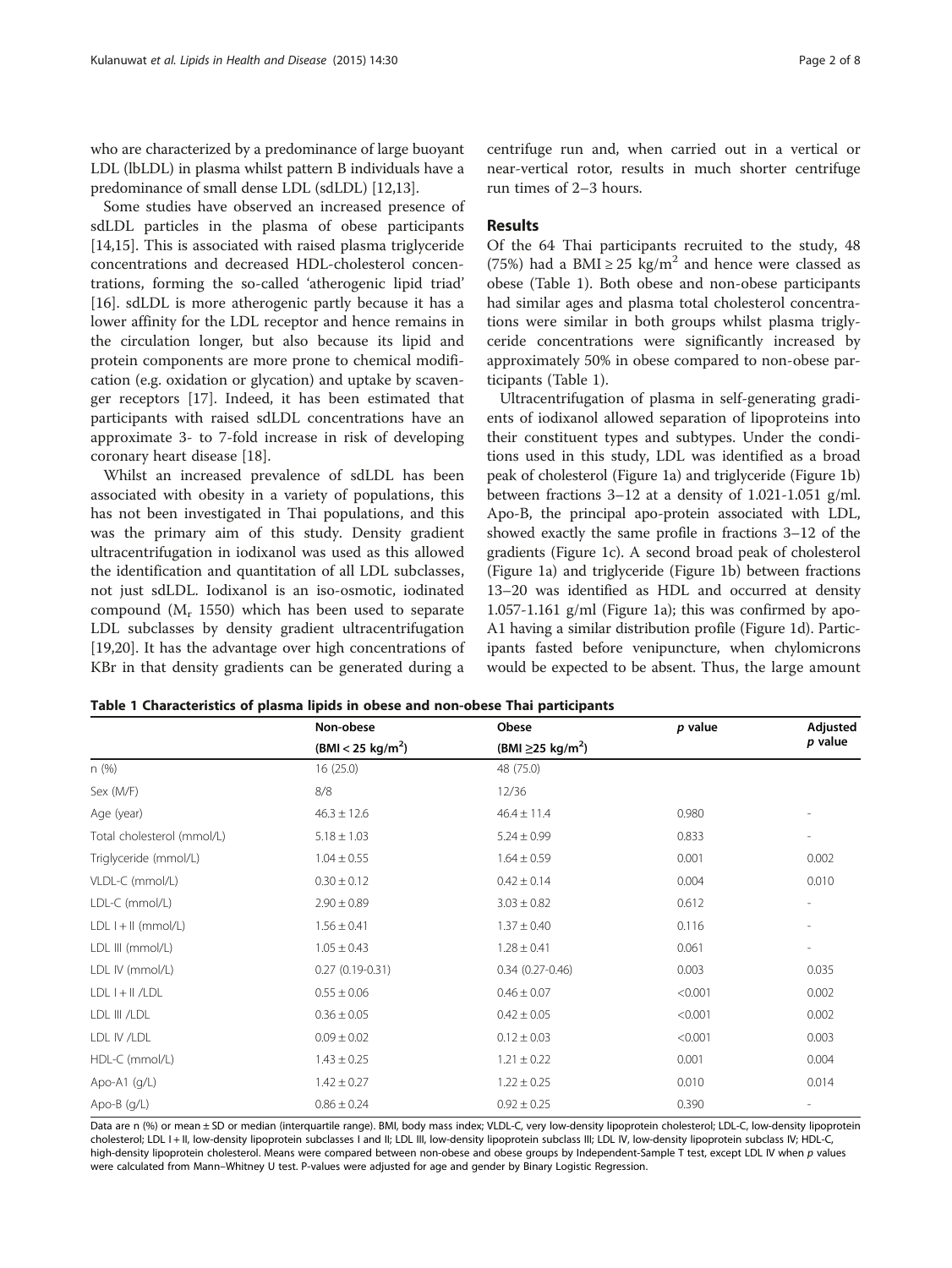who are characterized by a predominance of large buoyant LDL (lbLDL) in plasma whilst pattern B individuals have a predominance of small dense LDL (sdLDL) [12,13].

Some studies have observed an increased presence of sdLDL particles in the plasma of obese participants [14,15]. This is associated with raised plasma triglyceride concentrations and decreased HDL-cholesterol concentrations, forming the so-called 'atherogenic lipid triad' [16]. sdLDL is more atherogenic partly because it has a lower affinity for the LDL receptor and hence remains in the circulation longer, but also because its lipid and protein components are more prone to chemical modification (e.g. oxidation or glycation) and uptake by scavenger receptors [17]. Indeed, it has been estimated that participants with raised sdLDL concentrations have an approximate 3- to 7-fold increase in risk of developing coronary heart disease [18].

Whilst an increased prevalence of sdLDL has been associated with obesity in a variety of populations, this has not been investigated in Thai populations, and this was the primary aim of this study. Density gradient ultracentrifugation in iodixanol was used as this allowed the identification and quantitation of all LDL subclasses, not just sdLDL. Iodixanol is an iso-osmotic, iodinated compound ($M_r$ 1550) which has been used to separate LDL subclasses by density gradient ultracentrifugation [19,20]. It has the advantage over high concentrations of KBr in that density gradients can be generated during a centrifuge run and, when carried out in a vertical or near-vertical rotor, results in much shorter centrifuge run times of 2–3 hours.

## Results

Of the 64 Thai participants recruited to the study, 48 (75%) had a BMI ≥ 25 kg/m$^2$ and hence were classed as obese (Table 1). Both obese and non-obese participants had similar ages and plasma total cholesterol concentrations were similar in both groups whilst plasma triglyceride concentrations were significantly increased by approximately 50% in obese compared to non-obese participants (Table 1).

Ultracentrifugation of plasma in self-generating gradients of iodixanol allowed separation of lipoproteins into their constituent types and subtypes. Under the conditions used in this study, LDL was identified as a broad peak of cholesterol (Figure 1a) and triglyceride (Figure 1b) between fractions 3–12 at a density of 1.021-1.051 g/ml. Apo-B, the principal apo-protein associated with LDL, showed exactly the same profile in fractions 3–12 of the gradients (Figure 1c). A second broad peak of cholesterol (Figure 1a) and triglyceride (Figure 1b) between fractions 13–20 was identified as HDL and occurred at density 1.057-1.161 g/ml (Figure 1a); this was confirmed by apo-A1 having a similar distribution profile (Figure 1d). Participants fasted before venipuncture, when chylomicrons would be expected to be absent. Thus, the large amount

**Table 1 Characteristics of plasma lipids in obese and non-obese Thai participants**

| | Non-obese (BMI < 25 kg/m$^2$) | Obese (BMI ≥25 kg/m$^2$) | *p* value | Adjusted *p* value |
|---|---|---|---|---|
| n (%) | 16 (25.0) | 48 (75.0) | | |
| Sex (M/F) | 8/8 | 12/36 | | |
| Age (year) | 46.3 ± 12.6 | 46.4 ± 11.4 | 0.980 | - |
| Total cholesterol (mmol/L) | 5.18 ± 1.03 | 5.24 ± 0.99 | 0.833 | - |
| Triglyceride (mmol/L) | 1.04 ± 0.55 | 1.64 ± 0.59 | 0.001 | 0.002 |
| VLDL-C (mmol/L) | 0.30 ± 0.12 | 0.42 ± 0.14 | 0.004 | 0.010 |
| LDL-C (mmol/L) | 2.90 ± 0.89 | 3.03 ± 0.82 | 0.612 | - |
| LDL I + II (mmol/L) | 1.56 ± 0.41 | 1.37 ± 0.40 | 0.116 | - |
| LDL III (mmol/L) | 1.05 ± 0.43 | 1.28 ± 0.41 | 0.061 | - |
| LDL IV (mmol/L) | 0.27 (0.19-0.31) | 0.34 (0.27-0.46) | 0.003 | 0.035 |
| LDL I + II /LDL | 0.55 ± 0.06 | 0.46 ± 0.07 | <0.001 | 0.002 |
| LDL III /LDL | 0.36 ± 0.05 | 0.42 ± 0.05 | <0.001 | 0.002 |
| LDL IV /LDL | 0.09 ± 0.02 | 0.12 ± 0.03 | <0.001 | 0.003 |
| HDL-C (mmol/L) | 1.43 ± 0.25 | 1.21 ± 0.22 | 0.001 | 0.004 |
| Apo-A1 (g/L) | 1.42 ± 0.27 | 1.22 ± 0.25 | 0.010 | 0.014 |
| Apo-B (g/L) | 0.86 ± 0.24 | 0.92 ± 0.25 | 0.390 | - |

Data are n (%) or mean ± SD or median (interquartile range). BMI, body mass index; VLDL-C, very low-density lipoprotein cholesterol; LDL-C, low-density lipoprotein cholesterol; LDL I + II, low-density lipoprotein subclasses I and II; LDL III, low-density lipoprotein subclass III; LDL IV, low-density lipoprotein subclass IV; HDL-C, high-density lipoprotein cholesterol. Means were compared between non-obese and obese groups by Independent-Sample T test, except LDL IV when *p* values were calculated from Mann–Whitney U test. P-values were adjusted for age and gender by Binary Logistic Regression.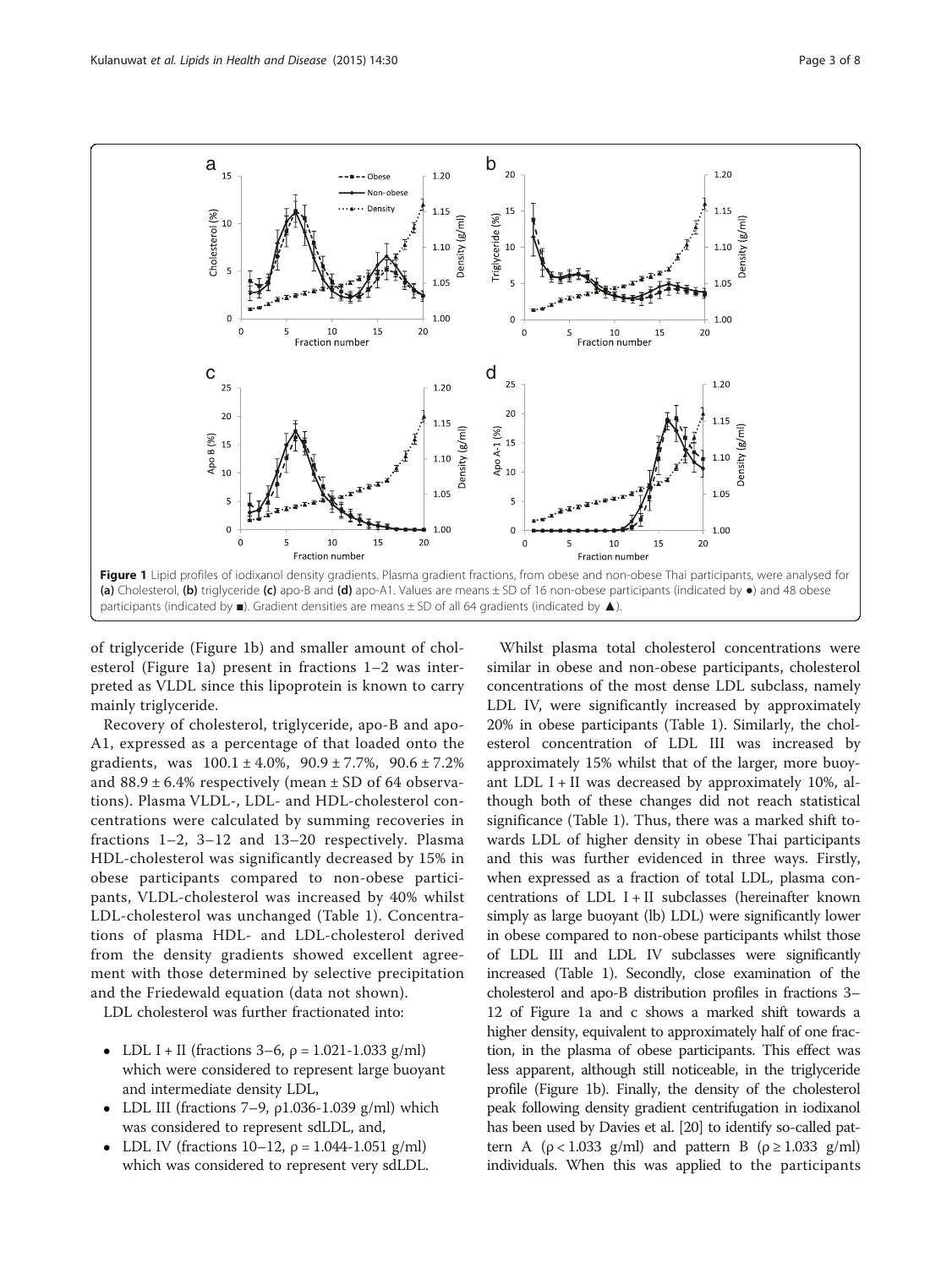Figure 1 Lipid profiles of iodixanol density gradients. Plasma gradient fractions, from obese and non-obese Thai participants, were analysed for **(a)** Cholesterol, **(b)** triglyceride **(c)** apo-B and **(d)** apo-A1. Values are means ± SD of 16 non-obese participants (indicated by ●) and 48 obese participants (indicated by ■). Gradient densities are means ± SD of all 64 gradients (indicated by ▲).

of triglyceride (Figure 1b) and smaller amount of cholesterol (Figure 1a) present in fractions 1–2 was interpreted as VLDL since this lipoprotein is known to carry mainly triglyceride.

Recovery of cholesterol, triglyceride, apo-B and apo-A1, expressed as a percentage of that loaded onto the gradients, was 100.1 ± 4.0%, 90.9 ± 7.7%, 90.6 ± 7.2% and 88.9 ± 6.4% respectively (mean ± SD of 64 observations). Plasma VLDL-, LDL- and HDL-cholesterol concentrations were calculated by summing recoveries in fractions 1–2, 3–12 and 13–20 respectively. Plasma HDL-cholesterol was significantly decreased by 15% in obese participants compared to non-obese participants, VLDL-cholesterol was increased by 40% whilst LDL-cholesterol was unchanged (Table 1). Concentrations of plasma HDL- and LDL-cholesterol derived from the density gradients showed excellent agreement with those determined by selective precipitation and the Friedewald equation (data not shown).

LDL cholesterol was further fractionated into:

- LDL I + II (fractions 3–6, $\rho$ = 1.021-1.033 g/ml) which were considered to represent large buoyant and intermediate density LDL,
- LDL III (fractions 7–9, $\rho$1.036-1.039 g/ml) which was considered to represent sdLDL, and,
- LDL IV (fractions 10–12, $\rho$ = 1.044-1.051 g/ml) which was considered to represent very sdLDL.

Whilst plasma total cholesterol concentrations were similar in obese and non-obese participants, cholesterol concentrations of the most dense LDL subclass, namely LDL IV, were significantly increased by approximately 20% in obese participants (Table 1). Similarly, the cholesterol concentration of LDL III was increased by approximately 15% whilst that of the larger, more buoyant LDL I + II was decreased by approximately 10%, although both of these changes did not reach statistical significance (Table 1). Thus, there was a marked shift towards LDL of higher density in obese Thai participants and this was further evidenced in three ways. Firstly, when expressed as a fraction of total LDL, plasma concentrations of LDL I + II subclasses (hereinafter known simply as large buoyant (lb) LDL) were significantly lower in obese compared to non-obese participants whilst those of LDL III and LDL IV subclasses were significantly increased (Table 1). Secondly, close examination of the cholesterol and apo-B distribution profiles in fractions 3–12 of Figure 1a and c shows a marked shift towards a higher density, equivalent to approximately half of one fraction, in the plasma of obese participants. This effect was less apparent, although still noticeable, in the triglyceride profile (Figure 1b). Finally, the density of the cholesterol peak following density gradient centrifugation in iodixanol has been used by Davies et al. [20] to identify so-called pattern A ($\rho$ < 1.033 g/ml) and pattern B ($\rho \geq$ 1.033 g/ml) individuals. When this was applied to the participants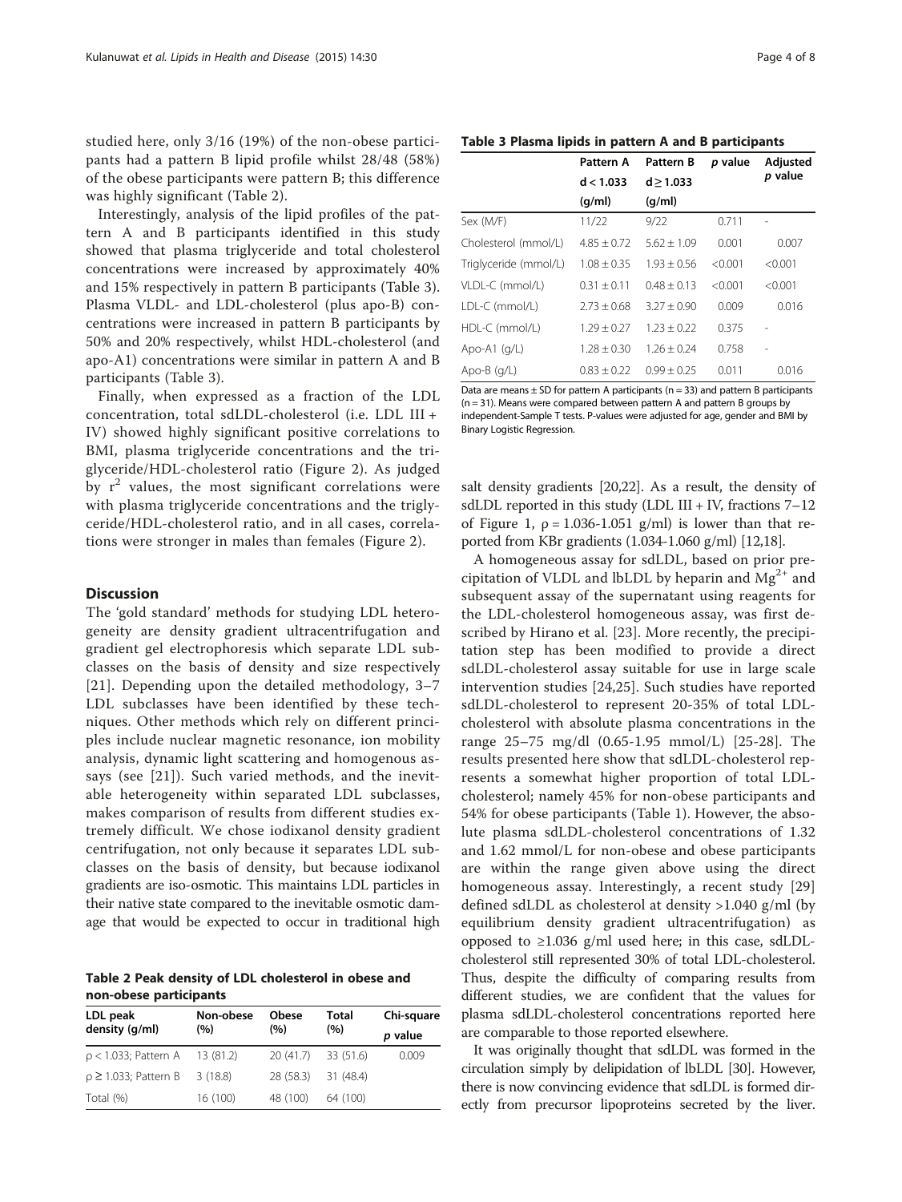studied here, only 3/16 (19%) of the non-obese participants had a pattern B lipid profile whilst 28/48 (58%) of the obese participants were pattern B; this difference was highly significant (Table 2).

Interestingly, analysis of the lipid profiles of the pattern A and B participants identified in this study showed that plasma triglyceride and total cholesterol concentrations were increased by approximately 40% and 15% respectively in pattern B participants (Table 3). Plasma VLDL- and LDL-cholesterol (plus apo-B) concentrations were increased in pattern B participants by 50% and 20% respectively, whilst HDL-cholesterol (and apo-A1) concentrations were similar in pattern A and B participants (Table 3).

Finally, when expressed as a fraction of the LDL concentration, total sdLDL-cholesterol (i.e. LDL III + IV) showed highly significant positive correlations to BMI, plasma triglyceride concentrations and the triglyceride/HDL-cholesterol ratio (Figure 2). As judged by $r^2$ values, the most significant correlations were with plasma triglyceride concentrations and the triglyceride/HDL-cholesterol ratio, and in all cases, correlations were stronger in males than females (Figure 2).

## Discussion

The 'gold standard' methods for studying LDL heterogeneity are density gradient ultracentrifugation and gradient gel electrophoresis which separate LDL subclasses on the basis of density and size respectively [21]. Depending upon the detailed methodology, 3–7 LDL subclasses have been identified by these techniques. Other methods which rely on different principles include nuclear magnetic resonance, ion mobility analysis, dynamic light scattering and homogenous assays (see [21]). Such varied methods, and the inevitable heterogeneity within separated LDL subclasses, makes comparison of results from different studies extremely difficult. We chose iodixanol density gradient centrifugation, not only because it separates LDL subclasses on the basis of density, but because iodixanol gradients are iso-osmotic. This maintains LDL particles in their native state compared to the inevitable osmotic damage that would be expected to occur in traditional high salt density gradients [20,22]. As a result, the density of sdLDL reported in this study (LDL III + IV, fractions 7–12 of Figure 1, ρ = 1.036-1.051 g/ml) is lower than that reported from KBr gradients (1.034-1.060 g/ml) [12,18].

**Table 2 Peak density of LDL cholesterol in obese and non-obese participants**

| LDL peak density (g/ml) | Non-obese (%) | Obese (%) | Total (%) | Chi-square *p* value |
|---|---|---|---|---|
| ρ < 1.033; Pattern A | 13 (81.2) | 20 (41.7) | 33 (51.6) | 0.009 |
| ρ ≥ 1.033; Pattern B | 3 (18.8) | 28 (58.3) | 31 (48.4) | |
| Total (%) | 16 (100) | 48 (100) | 64 (100) | |

**Table 3 Plasma lipids in pattern A and B participants**

| | Pattern A d < 1.033 (g/ml) | Pattern B d ≥ 1.033 (g/ml) | *p* value | Adjusted *p* value |
|---|---|---|---|---|
| Sex (M/F) | 11/22 | 9/22 | 0.711 | - |
| Cholesterol (mmol/L) | 4.85 ± 0.72 | 5.62 ± 1.09 | 0.001 | 0.007 |
| Triglyceride (mmol/L) | 1.08 ± 0.35 | 1.93 ± 0.56 | <0.001 | <0.001 |
| VLDL-C (mmol/L) | 0.31 ± 0.11 | 0.48 ± 0.13 | <0.001 | <0.001 |
| LDL-C (mmol/L) | 2.73 ± 0.68 | 3.27 ± 0.90 | 0.009 | 0.016 |
| HDL-C (mmol/L) | 1.29 ± 0.27 | 1.23 ± 0.22 | 0.375 | - |
| Apo-A1 (g/L) | 1.28 ± 0.30 | 1.26 ± 0.24 | 0.758 | - |
| Apo-B (g/L) | 0.83 ± 0.22 | 0.99 ± 0.25 | 0.011 | 0.016 |

Data are means ± SD for pattern A participants (n = 33) and pattern B participants (n = 31). Means were compared between pattern A and pattern B groups by independent-Sample T tests. P-values were adjusted for age, gender and BMI by Binary Logistic Regression.

A homogeneous assay for sdLDL, based on prior precipitation of VLDL and lbLDL by heparin and $Mg^{2+}$ and subsequent assay of the supernatant using reagents for the LDL-cholesterol homogeneous assay, was first described by Hirano et al. [23]. More recently, the precipitation step has been modified to provide a direct sdLDL-cholesterol assay suitable for use in large scale intervention studies [24,25]. Such studies have reported sdLDL-cholesterol to represent 20-35% of total LDL-cholesterol with absolute plasma concentrations in the range 25–75 mg/dl (0.65-1.95 mmol/L) [25-28]. The results presented here show that sdLDL-cholesterol represents a somewhat higher proportion of total LDL-cholesterol; namely 45% for non-obese participants and 54% for obese participants (Table 1). However, the absolute plasma sdLDL-cholesterol concentrations of 1.32 and 1.62 mmol/L for non-obese and obese participants are within the range given above using the direct homogeneous assay. Interestingly, a recent study [29] defined sdLDL as cholesterol at density >1.040 g/ml (by equilibrium density gradient ultracentrifugation) as opposed to ≥1.036 g/ml used here; in this case, sdLDL-cholesterol still represented 30% of total LDL-cholesterol. Thus, despite the difficulty of comparing results from different studies, we are confident that the values for plasma sdLDL-cholesterol concentrations reported here are comparable to those reported elsewhere.

It was originally thought that sdLDL was formed in the circulation simply by delipidation of lbLDL [30]. However, there is now convincing evidence that sdLDL is formed directly from precursor lipoproteins secreted by the liver.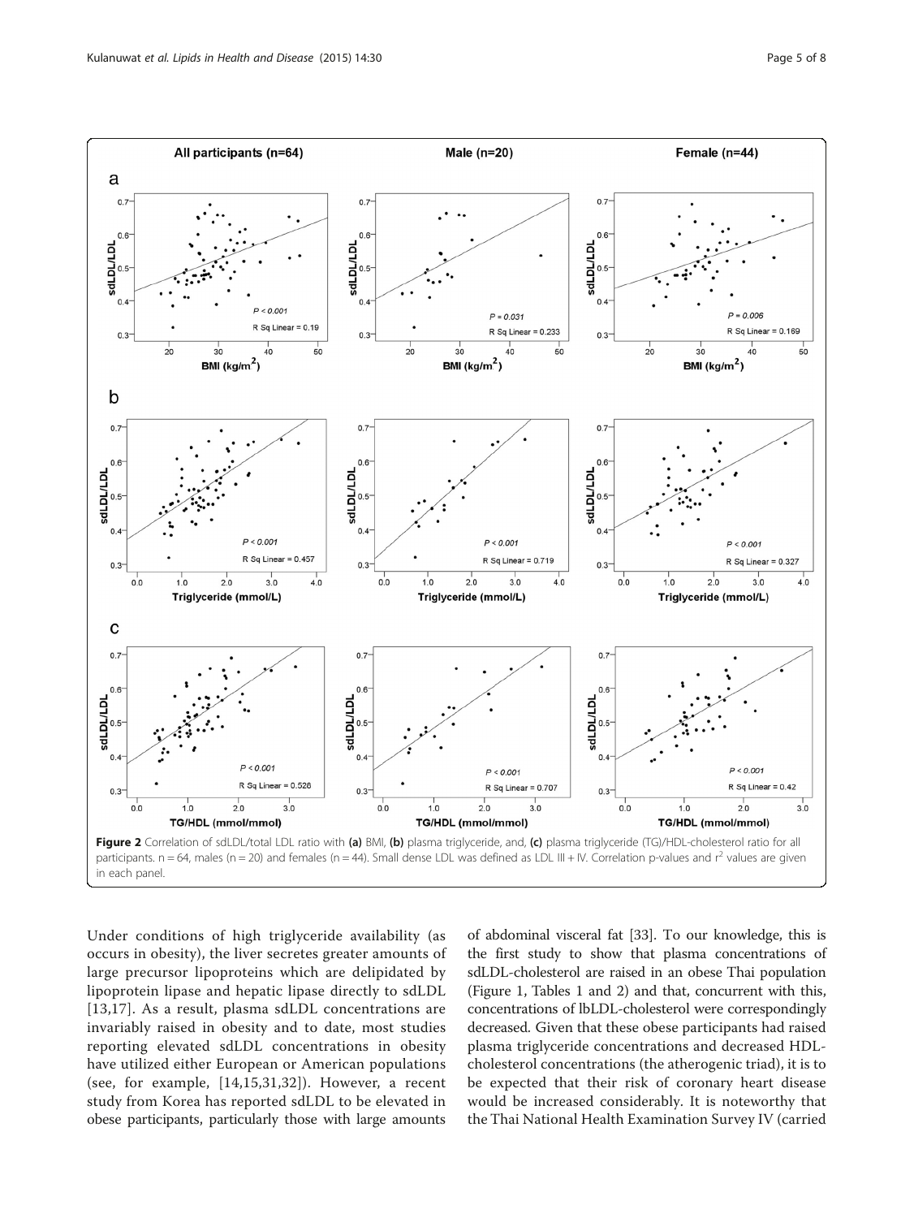Figure 2 Correlation of sdLDL/total LDL ratio with **(a)** BMI, **(b)** plasma triglyceride, and, **(c)** plasma triglyceride (TG)/HDL-cholesterol ratio for all participants. n = 64, males (n = 20) and females (n = 44). Small dense LDL was defined as LDL III + IV. Correlation p-values and $r^2$ values are given in each panel.

Under conditions of high triglyceride availability (as occurs in obesity), the liver secretes greater amounts of large precursor lipoproteins which are delipidated by lipoprotein lipase and hepatic lipase directly to sdLDL [13,17]. As a result, plasma sdLDL concentrations are invariably raised in obesity and to date, most studies reporting elevated sdLDL concentrations in obesity have utilized either European or American populations (see, for example, [14,15,31,32]). However, a recent study from Korea has reported sdLDL to be elevated in obese participants, particularly those with large amounts of abdominal visceral fat [33]. To our knowledge, this is the first study to show that plasma concentrations of sdLDL-cholesterol are raised in an obese Thai population (Figure 1, Tables 1 and 2) and that, concurrent with this, concentrations of lbLDL-cholesterol were correspondingly decreased. Given that these obese participants had raised plasma triglyceride concentrations and decreased HDL-cholesterol concentrations (the atherogenic triad), it is to be expected that their risk of coronary heart disease would be increased considerably. It is noteworthy that the Thai National Health Examination Survey IV (carried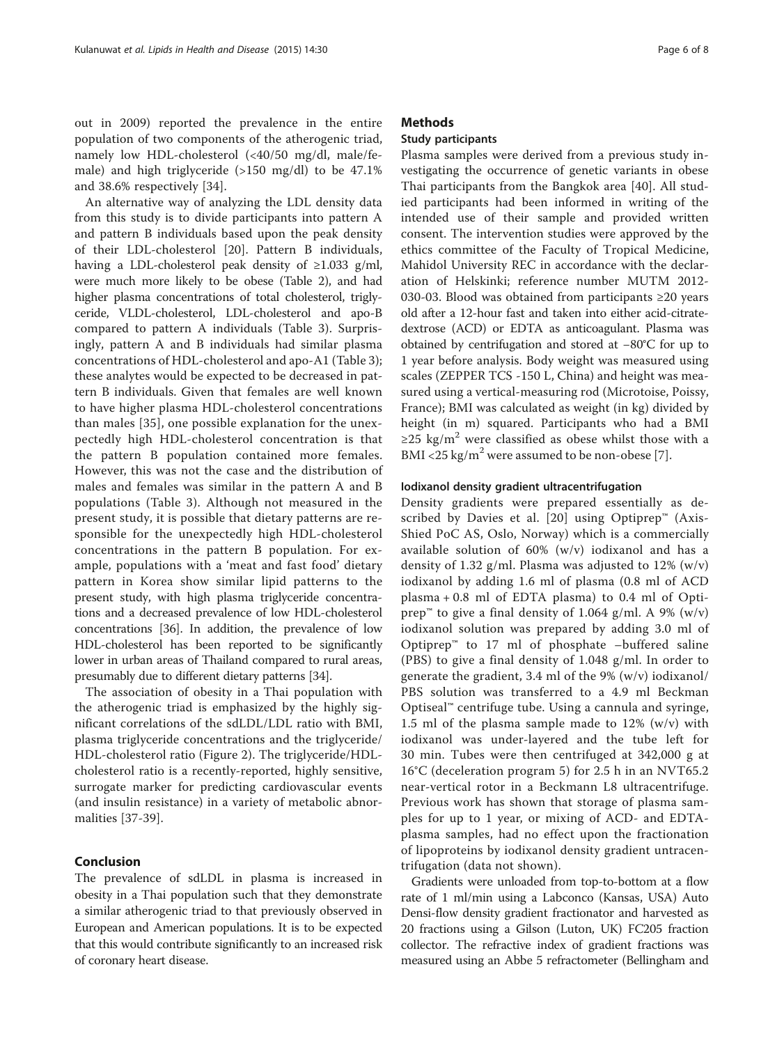out in 2009) reported the prevalence in the entire population of two components of the atherogenic triad, namely low HDL-cholesterol (<40/50 mg/dl, male/female) and high triglyceride (>150 mg/dl) to be 47.1% and 38.6% respectively [34].

An alternative way of analyzing the LDL density data from this study is to divide participants into pattern A and pattern B individuals based upon the peak density of their LDL-cholesterol [20]. Pattern B individuals, having a LDL-cholesterol peak density of ≥1.033 g/ml, were much more likely to be obese (Table 2), and had higher plasma concentrations of total cholesterol, triglyceride, VLDL-cholesterol, LDL-cholesterol and apo-B compared to pattern A individuals (Table 3). Surprisingly, pattern A and B individuals had similar plasma concentrations of HDL-cholesterol and apo-A1 (Table 3); these analytes would be expected to be decreased in pattern B individuals. Given that females are well known to have higher plasma HDL-cholesterol concentrations than males [35], one possible explanation for the unexpectedly high HDL-cholesterol concentration is that the pattern B population contained more females. However, this was not the case and the distribution of males and females was similar in the pattern A and B populations (Table 3). Although not measured in the present study, it is possible that dietary patterns are responsible for the unexpectedly high HDL-cholesterol concentrations in the pattern B population. For example, populations with a 'meat and fast food' dietary pattern in Korea show similar lipid patterns to the present study, with high plasma triglyceride concentrations and a decreased prevalence of low HDL-cholesterol concentrations [36]. In addition, the prevalence of low HDL-cholesterol has been reported to be significantly lower in urban areas of Thailand compared to rural areas, presumably due to different dietary patterns [34].

The association of obesity in a Thai population with the atherogenic triad is emphasized by the highly significant correlations of the sdLDL/LDL ratio with BMI, plasma triglyceride concentrations and the triglyceride/HDL-cholesterol ratio (Figure 2). The triglyceride/HDL-cholesterol ratio is a recently-reported, highly sensitive, surrogate marker for predicting cardiovascular events (and insulin resistance) in a variety of metabolic abnormalities [37-39].

## Conclusion

The prevalence of sdLDL in plasma is increased in obesity in a Thai population such that they demonstrate a similar atherogenic triad to that previously observed in European and American populations. It is to be expected that this would contribute significantly to an increased risk of coronary heart disease.

## Methods

### Study participants

Plasma samples were derived from a previous study investigating the occurrence of genetic variants in obese Thai participants from the Bangkok area [40]. All studied participants had been informed in writing of the intended use of their sample and provided written consent. The intervention studies were approved by the ethics committee of the Faculty of Tropical Medicine, Mahidol University REC in accordance with the declaration of Helskinki; reference number MUTM 2012-030-03. Blood was obtained from participants ≥20 years old after a 12-hour fast and taken into either acid-citrate-dextrose (ACD) or EDTA as anticoagulant. Plasma was obtained by centrifugation and stored at −80°C for up to 1 year before analysis. Body weight was measured using scales (ZEPPER TCS -150 L, China) and height was measured using a vertical-measuring rod (Microtoise, Poissy, France); BMI was calculated as weight (in kg) divided by height (in m) squared. Participants who had a BMI ≥25 kg/m$^2$ were classified as obese whilst those with a BMI <25 kg/m$^2$ were assumed to be non-obese [7].

#### Iodixanol density gradient ultracentrifugation

Density gradients were prepared essentially as described by Davies et al. [20] using Optiprep™ (Axis-Shied PoC AS, Oslo, Norway) which is a commercially available solution of 60% (w/v) iodixanol and has a density of 1.32 g/ml. Plasma was adjusted to 12% (w/v) iodixanol by adding 1.6 ml of plasma (0.8 ml of ACD plasma + 0.8 ml of EDTA plasma) to 0.4 ml of Optiprep™ to give a final density of 1.064 g/ml. A 9% (w/v) iodixanol solution was prepared by adding 3.0 ml of Optiprep™ to 17 ml of phosphate –buffered saline (PBS) to give a final density of 1.048 g/ml. In order to generate the gradient, 3.4 ml of the 9% (w/v) iodixanol/PBS solution was transferred to a 4.9 ml Beckman Optiseal™ centrifuge tube. Using a cannula and syringe, 1.5 ml of the plasma sample made to 12% (w/v) with iodixanol was under-layered and the tube left for 30 min. Tubes were then centrifuged at 342,000 g at 16°C (deceleration program 5) for 2.5 h in an NVT65.2 near-vertical rotor in a Beckmann L8 ultracentrifuge. Previous work has shown that storage of plasma samples for up to 1 year, or mixing of ACD- and EDTA-plasma samples, had no effect upon the fractionation of lipoproteins by iodixanol density gradient untracentrifugation (data not shown).

Gradients were unloaded from top-to-bottom at a flow rate of 1 ml/min using a Labconco (Kansas, USA) Auto Densi-flow density gradient fractionator and harvested as 20 fractions using a Gilson (Luton, UK) FC205 fraction collector. The refractive index of gradient fractions was measured using an Abbe 5 refractometer (Bellingham and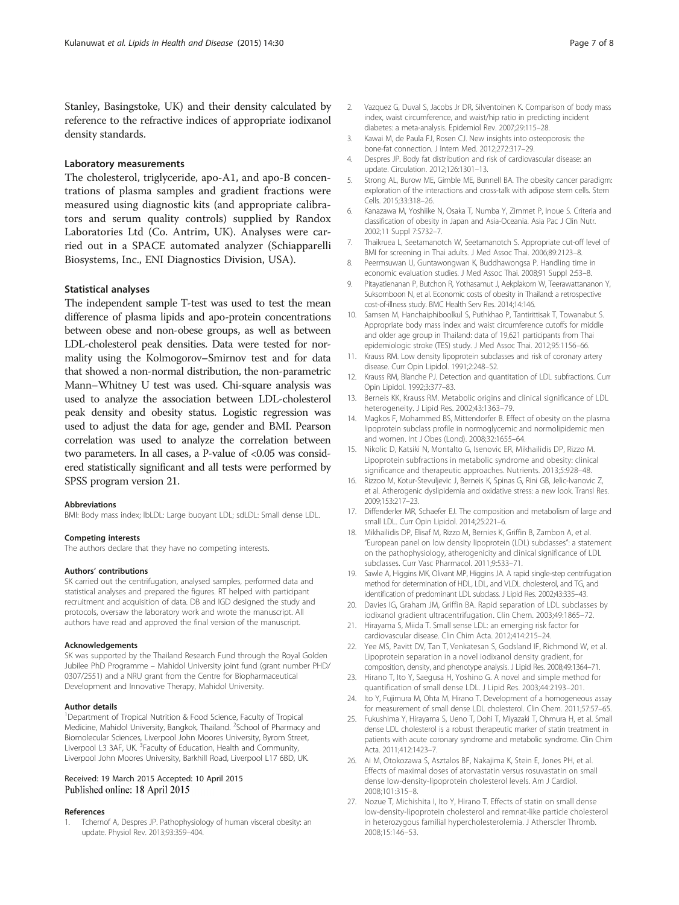Stanley, Basingstoke, UK) and their density calculated by reference to the refractive indices of appropriate iodixanol density standards.

### Laboratory measurements

The cholesterol, triglyceride, apo-A1, and apo-B concentrations of plasma samples and gradient fractions were measured using diagnostic kits (and appropriate calibrators and serum quality controls) supplied by Randox Laboratories Ltd (Co. Antrim, UK). Analyses were carried out in a SPACE automated analyzer (Schiapparelli Biosystems, Inc., ENI Diagnostics Division, USA).

### Statistical analyses

The independent sample T-test was used to test the mean difference of plasma lipids and apo-protein concentrations between obese and non-obese groups, as well as between LDL-cholesterol peak densities. Data were tested for normality using the Kolmogorov–Smirnov test and for data that showed a non-normal distribution, the non-parametric Mann–Whitney U test was used. Chi-square analysis was used to analyze the association between LDL-cholesterol peak density and obesity status. Logistic regression was used to adjust the data for age, gender and BMI. Pearson correlation was used to analyze the correlation between two parameters. In all cases, a P-value of <0.05 was considered statistically significant and all tests were performed by SPSS program version 21.

#### Abbreviations

BMI: Body mass index; lbLDL: Large buoyant LDL; sdLDL: Small dense LDL.

#### Competing interests

The authors declare that they have no competing interests.

#### Authors' contributions

SK carried out the centrifugation, analysed samples, performed data and statistical analyses and prepared the figures. RT helped with participant recruitment and acquisition of data. DB and IGD designed the study and protocols, oversaw the laboratory work and wrote the manuscript. All authors have read and approved the final version of the manuscript.

#### Acknowledgements

SK was supported by the Thailand Research Fund through the Royal Golden Jubilee PhD Programme – Mahidol University joint fund (grant number PHD/0307/2551) and a NRU grant from the Centre for Biopharmaceutical Development and Innovative Therapy, Mahidol University.

#### Author details

[1]Department of Tropical Nutrition & Food Science, Faculty of Tropical Medicine, Mahidol University, Bangkok, Thailand. [2]School of Pharmacy and Biomolecular Sciences, Liverpool John Moores University, Byrom Street, Liverpool L3 3AF, UK. [3]Faculty of Education, Health and Community, Liverpool John Moores University, Barkhill Road, Liverpool L17 6BD, UK.

Received: 19 March 2015 Accepted: 10 April 2015
Published online: 18 April 2015

#### References

1. Tchernof A, Despres JP. Pathophysiology of human visceral obesity: an update. Physiol Rev. 2013;93:359–404.
2. Vazquez G, Duval S, Jacobs Jr DR, Silventoinen K. Comparison of body mass index, waist circumference, and waist/hip ratio in predicting incident diabetes: a meta-analysis. Epidemiol Rev. 2007;29:115–28.
3. Kawai M, de Paula FJ, Rosen CJ. New insights into osteoporosis: the bone-fat connection. J Intern Med. 2012;272:317–29.
4. Despres JP. Body fat distribution and risk of cardiovascular disease: an update. Circulation. 2012;126:1301–13.
5. Strong AL, Burow ME, Gimble ME, Bunnell BA. The obesity cancer paradigm: exploration of the interactions and cross-talk with adipose stem cells. Stem Cells. 2015;33:318–26.
6. Kanazawa M, Yoshiike N, Osaka T, Numba Y, Zimmet P, Inoue S. Criteria and classification of obesity in Japan and Asia-Oceania. Asia Pac J Clin Nutr. 2002;11 Suppl 7:S732–7.
7. Thaikruea L, Seetamanotch W, Seetamanotch S. Appropriate cut-off level of BMI for screening in Thai adults. J Med Assoc Thai. 2006;89:2123–8.
8. Peermsuwan U, Guntawongwan K, Buddhawongsa P. Handling time in economic evaluation studies. J Med Assoc Thai. 2008;91 Suppl 2:S53–8.
9. Pitayatienanan P, Butchon R, Yothasamut J, Aekplakorn W, Teerawattananon Y, Suksomboon N, et al. Economic costs of obesity in Thailand: a retrospective cost-of-illness study. BMC Health Serv Res. 2014;14:146.
10. Samsen M, Hanchaiphiboolkul S, Puthkhao P, Tantirittisak T, Towanabut S. Appropriate body mass index and waist circumference cutoffs for middle and older age group in Thailand: data of 19,621 participants from Thai epidemiologic stroke (TES) study. J Med Assoc Thai. 2012;95:1156–66.
11. Krauss RM. Low density lipoprotein subclasses and risk of coronary artery disease. Curr Opin Lipidol. 1991;2:248–52.
12. Krauss RM, Blanche PJ. Detection and quantitation of LDL subfractions. Curr Opin Lipidol. 1992;3:377–83.
13. Berneis KK, Krauss RM. Metabolic origins and clinical significance of LDL heterogeneity. J Lipid Res. 2002;43:1363–79.
14. Magkos F, Mohammed BS, Mittendorfer B. Effect of obesity on the plasma lipoprotein subclass profile in normoglycemic and normolipidemic men and women. Int J Obes (Lond). 2008;32:1655–64.
15. Nikolic D, Katsiki N, Montalto G, Isenovic ER, Mikhailidis DP, Rizzo M. Lipoprotein subfractions in metabolic syndrome and obesity: clinical significance and therapeutic approaches. Nutrients. 2013;5:928–48.
16. Rizzoo M, Kotur-Stevuljevic J, Berneis K, Spinas G, Rini GB, Jelic-Ivanovic Z, et al. Atherogenic dyslipidemia and oxidative stress: a new look. Transl Res. 2009;153:217–23.
17. Diffenderler MR, Schaefer EJ. The composition and metabolism of large and small LDL. Curr Opin Lipidol. 2014;25:221–6.
18. Mikhailidis DP, Elisaf M, Rizzo M, Bernies K, Griffin B, Zambon A, et al. "European panel on low density lipoprotein (LDL) subclasses": a statement on the pathophysiology, atherogenicity and clinical significance of LDL subclasses. Curr Vasc Pharmacol. 2011;9:533–71.
19. Sawle A, Higgins MK, Olivant MP, Higgins JA. A rapid single-step centrifugation method for determination of HDL, LDL, and VLDL cholesterol, and TG, and identification of predominant LDL subclass. J Lipid Res. 2002;43:335–43.
20. Davies IG, Graham JM, Griffin BA. Rapid separation of LDL subclasses by iodixanol gradient ultracentrifugation. Clin Chem. 2003;49:1865–72.
21. Hirayama S, Miida T. Small sense LDL: an emerging risk factor for cardiovascular disease. Clin Chim Acta. 2012;414:215–24.
22. Yee MS, Pavitt DV, Tan T, Venkatesan S, Godsland IF, Richmond W, et al. Lipoprotein separation in a novel iodixanol density gradient, for composition, density, and phenotype analysis. J Lipid Res. 2008;49:1364–71.
23. Hirano T, Ito Y, Saegusa H, Yoshino G. A novel and simple method for quantification of small dense LDL. J Lipid Res. 2003;44:2193–201.
24. Ito Y, Fujimura M, Ohta M, Hirano T. Development of a homogeneous assay for measurement of small dense LDL cholesterol. Clin Chem. 2011;57:57–65.
25. Fukushima Y, Hirayama S, Ueno T, Dohi T, Miyazaki T, Ohmura H, et al. Small dense LDL cholesterol is a robust therapeutic marker of statin treatment in patients with acute coronary syndrome and metabolic syndrome. Clin Chim Acta. 2011;412:1423–7.
26. Ai M, Otokozawa S, Asztalos BF, Nakajima K, Stein E, Jones PH, et al. Effects of maximal doses of atorvastatin versus rosuvastatin on small dense low-density-lipoprotein cholesterol levels. Am J Cardiol. 2008;101:315–8.
27. Nozue T, Michishita I, Ito Y, Hirano T. Effects of statin on small dense low-density-lipoprotein cholesterol and remnant-like particle cholesterol in heterozygous familial hypercholesterolemia. J Atherscler Thromb. 2008;15:146–53.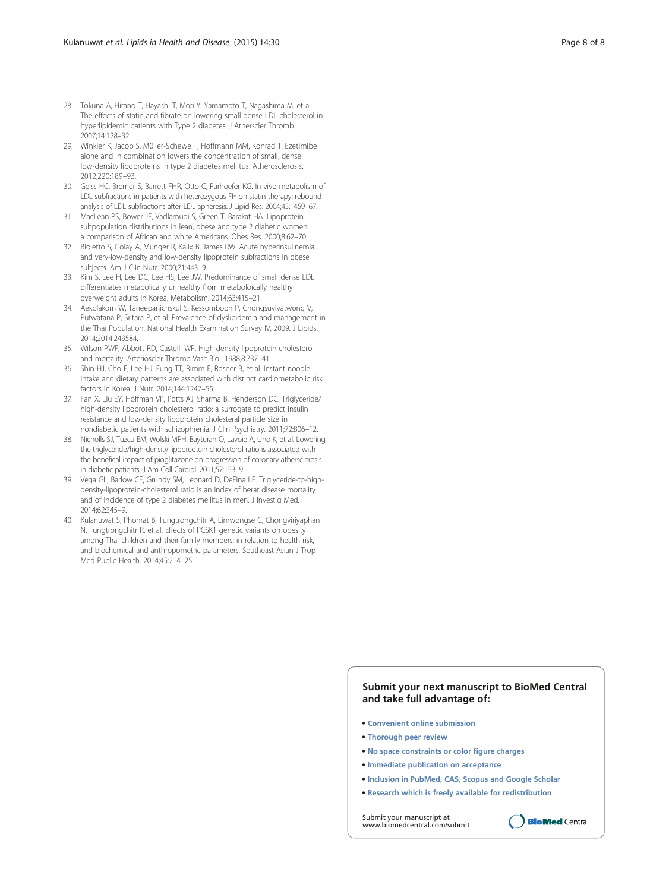28. Tokuna A, Hirano T, Hayashi T, Mori Y, Yamamoto T, Nagashima M, et al. The effects of statin and fibrate on lowering small dense LDL cholesterol in hyperlipidemic patients with Type 2 diabetes. J Atherscler Thromb. 2007;14:128–32.
29. Winkler K, Jacob S, Müller-Schewe T, Hoffmann MM, Konrad T. Ezetimibe alone and in combination lowers the concentration of small, dense low-density lipoproteins in type 2 diabetes mellitus. Atherosclerosis. 2012;220:189–93.
30. Geiss HC, Bremer S, Barrett FHR, Otto C, Parhoefer KG. In vivo metabolism of LDL subfractions in patients with heterozygous FH on statin therapy: rebound analysis of LDL subfractions after LDL apheresis. J Lipid Res. 2004;45:1459–67.
31. MacLean PS, Bower JF, Vadlamudi S, Green T, Barakat HA. Lipoprotein subpopulation distributions in lean, obese and type 2 diabetic women: a comparison of African and white Americans. Obes Res. 2000;8:62–70.
32. Bioletto S, Golay A, Munger R, Kalix B, James RW. Acute hyperinsulinemia and very-low-density and low-density lipoprotein subfractions in obese subjects. Am J Clin Nutr. 2000;71:443–9.
33. Kim S, Lee H, Lee DC, Lee HS, Lee JW. Predominance of small dense LDL differentiates metabolically unhealthy from metaboloically healthy overweight adults in Korea. Metabolism. 2014;63:415–21.
34. Aekplakorn W, Taneepanichskul S, Kessomboon P, Chongsuvivatwong V, Putwatana P, Sritara P, et al. Prevalence of dyslipidemia and management in the Thai Population, National Health Examination Survey IV, 2009. J Lipids. 2014;2014:249584.
35. Wilson PWF, Abbott RD, Castelli WP. High density lipoprotein cholesterol and mortality. Arterioscler Thromb Vasc Biol. 1988;8:737–41.
36. Shin HJ, Cho E, Lee HJ, Fung TT, Rimm E, Rosner B, et al. Instant noodle intake and dietary patterns are associated with distinct cardiometabolic risk factors in Korea. J Nutr. 2014;144:1247–55.
37. Fan X, Liu EY, Hoffman VP, Potts AJ, Sharma B, Henderson DC. Triglyceride/high-density lipoprotein cholesterol ratio: a surrogate to predict insulin resistance and low-density lipoprotein cholesteral particle size in nondiabetic patients with schizophrenia. J Clin Psychiatry. 2011;72:806–12.
38. Nicholls SJ, Tuzcu EM, Wolski MPH, Bayturan O, Lavoie A, Uno K, et al. Lowering the triglyceride/high-density lipopreotein cholesterol ratio is associated with the benefical impact of pioglitazone on progression of coronary athersclerosis in diabetic patients. J Am Coll Cardiol. 2011;57:153–9.
39. Vega GL, Barlow CE, Grundy SM, Leonard D, DeFina LF. Triglyceride-to-high-density-lipoprotein-cholesterol ratio is an index of herat disease mortality and of incidence of type 2 diabetes mellitus in men. J Investig Med. 2014;62:345–9.
40. Kulanuwat S, Phonrat B, Tungtrongchitr A, Limwongse C, Chongviriyaphan N, Tungtrongchitr R, et al. Effects of PCSK1 genetic variants on obesity among Thai children and their family members: in relation to health risk, and biochemical and anthropometric parameters. Southeast Asian J Trop Med Public Health. 2014;45:214–25.

**Submit your next manuscript to BioMed Central and take full advantage of:**

- **Convenient online submission**
- **Thorough peer review**
- **No space constraints or color figure charges**
- **Immediate publication on acceptance**
- **Inclusion in PubMed, CAS, Scopus and Google Scholar**
- **Research which is freely available for redistribution**

Submit your manuscript at
www.biomedcentral.com/submit

BioMed Central